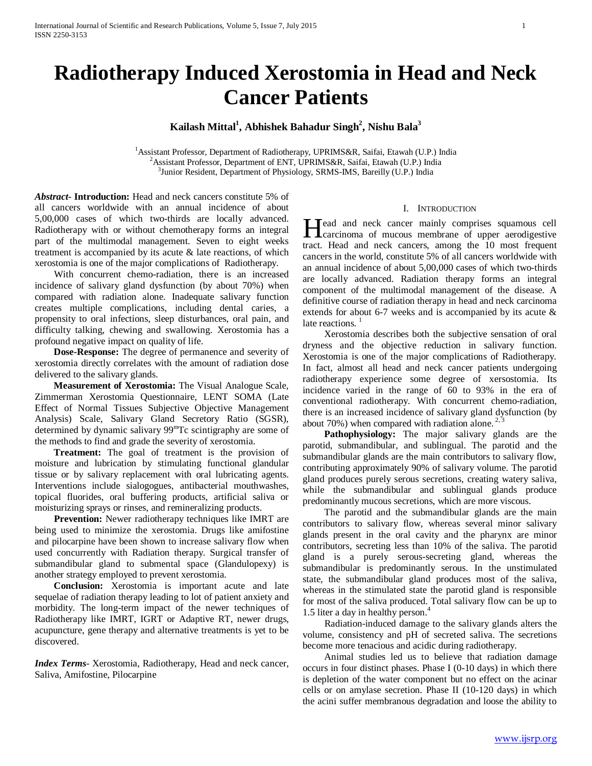# Radiotherapy Induced Xerostomia in Head and Neck Cancer Patients

**Kailash Mittal[1], Abhishek Bahadur Singh[2], Nishu Bala[3]**

[1]Assistant Professor, Department of Radiotherapy, UPRIMS&R, Saifai, Etawah (U.P.) India
[2]Assistant Professor, Department of ENT, UPRIMS&R, Saifai, Etawah (U.P.) India
[3]Junior Resident, Department of Physiology, SRMS-IMS, Bareilly (U.P.) India

***Abstract*- Introduction:** Head and neck cancers constitute 5% of all cancers worldwide with an annual incidence of about 5,00,000 cases of which two-thirds are locally advanced. Radiotherapy with or without chemotherapy forms an integral part of the multimodal management. Seven to eight weeks treatment is accompanied by its acute & late reactions, of which xerostomia is one of the major complications of Radiotherapy.

With concurrent chemo-radiation, there is an increased incidence of salivary gland dysfunction (by about 70%) when compared with radiation alone. Inadequate salivary function creates multiple complications, including dental caries, a propensity to oral infections, sleep disturbances, oral pain, and difficulty talking, chewing and swallowing. Xerostomia has a profound negative impact on quality of life.

**Dose-Response:** The degree of permanence and severity of xerostomia directly correlates with the amount of radiation dose delivered to the salivary glands.

**Measurement of Xerostomia:** The Visual Analogue Scale, Zimmerman Xerostomia Questionnaire, LENT SOMA (Late Effect of Normal Tissues Subjective Objective Management Analysis) Scale, Salivary Gland Secretory Ratio (SGSR), determined by dynamic salivary $99^{m}$Tc scintigraphy are some of the methods to find and grade the severity of xerostomia.

**Treatment:** The goal of treatment is the provision of moisture and lubrication by stimulating functional glandular tissue or by salivary replacement with oral lubricating agents. Interventions include sialogogues, antibacterial mouthwashes, topical fluorides, oral buffering products, artificial saliva or moisturizing sprays or rinses, and remineralizing products.

**Prevention:** Newer radiotherapy techniques like IMRT are being used to minimize the xerostomia. Drugs like amifostine and pilocarpine have been shown to increase salivary flow when used concurrently with Radiation therapy. Surgical transfer of submandibular gland to submental space (Glandulopexy) is another strategy employed to prevent xerostomia.

**Conclusion:** Xerostomia is important acute and late sequelae of radiation therapy leading to lot of patient anxiety and morbidity. The long-term impact of the newer techniques of Radiotherapy like IMRT, IGRT or Adaptive RT, newer drugs, acupuncture, gene therapy and alternative treatments is yet to be discovered.

***Index Terms*-** Xerostomia, Radiotherapy, Head and neck cancer, Saliva, Amifostine, Pilocarpine

## I. Introduction

Head and neck cancer mainly comprises squamous cell carcinoma of mucous membrane of upper aerodigestive tract. Head and neck cancers, among the 10 most frequent cancers in the world, constitute 5% of all cancers worldwide with an annual incidence of about 5,00,000 cases of which two-thirds are locally advanced. Radiation therapy forms an integral component of the multimodal management of the disease. A definitive course of radiation therapy in head and neck carcinoma extends for about 6-7 weeks and is accompanied by its acute & late reactions. [1]

Xerostomia describes both the subjective sensation of oral dryness and the objective reduction in salivary function. Xerostomia is one of the major complications of Radiotherapy. In fact, almost all head and neck cancer patients undergoing radiotherapy experience some degree of xersostomia. Its incidence varied in the range of 60 to 93% in the era of conventional radiotherapy. With concurrent chemo-radiation, there is an increased incidence of salivary gland dysfunction (by about 70%) when compared with radiation alone. [2, 3]

**Pathophysiology:** The major salivary glands are the parotid, submandibular, and sublingual. The parotid and the submandibular glands are the main contributors to salivary flow, contributing approximately 90% of salivary volume. The parotid gland produces purely serous secretions, creating watery saliva, while the submandibular and sublingual glands produce predominantly mucous secretions, which are more viscous.

The parotid and the submandibular glands are the main contributors to salivary flow, whereas several minor salivary glands present in the oral cavity and the pharynx are minor contributors, secreting less than 10% of the saliva. The parotid gland is a purely serous-secreting gland, whereas the submandibular is predominantly serous. In the unstimulated state, the submandibular gland produces most of the saliva, whereas in the stimulated state the parotid gland is responsible for most of the saliva produced. Total salivary flow can be up to 1.5 liter a day in healthy person.[4]

Radiation-induced damage to the salivary glands alters the volume, consistency and pH of secreted saliva. The secretions become more tenacious and acidic during radiotherapy.

Animal studies led us to believe that radiation damage occurs in four distinct phases. Phase I (0-10 days) in which there is depletion of the water component but no effect on the acinar cells or on amylase secretion. Phase II (10-120 days) in which the acini suffer membranous degradation and loose the ability to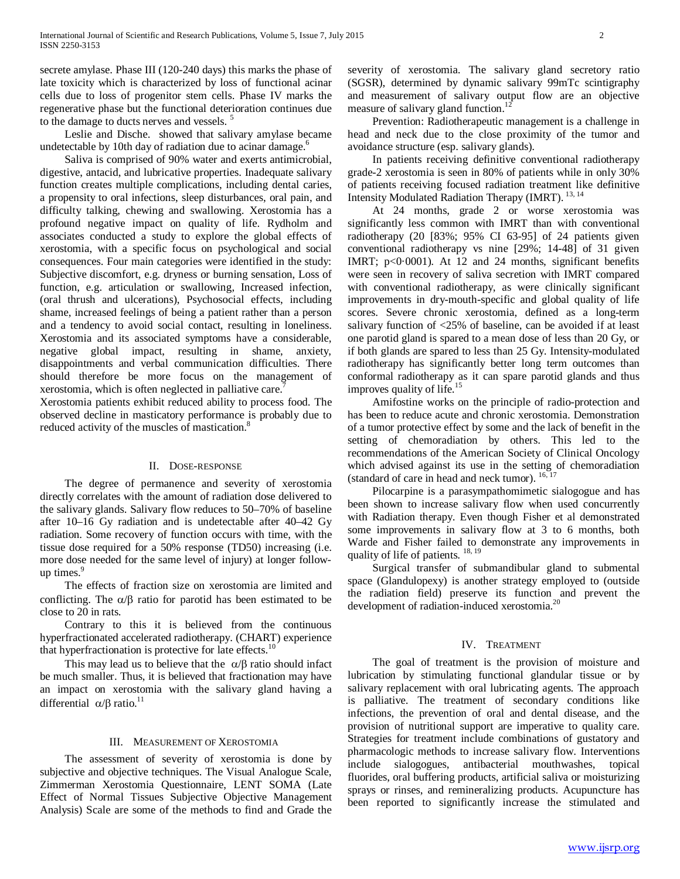secrete amylase. Phase III (120-240 days) this marks the phase of late toxicity which is characterized by loss of functional acinar cells due to loss of progenitor stem cells. Phase IV marks the regenerative phase but the functional deterioration continues due to the damage to ducts nerves and vessels. [5]

Leslie and Dische. showed that salivary amylase became undetectable by 10th day of radiation due to acinar damage.[6]

Saliva is comprised of 90% water and exerts antimicrobial, digestive, antacid, and lubricative properties. Inadequate salivary function creates multiple complications, including dental caries, a propensity to oral infections, sleep disturbances, oral pain, and difficulty talking, chewing and swallowing. Xerostomia has a profound negative impact on quality of life. Rydholm and associates conducted a study to explore the global effects of xerostomia, with a specific focus on psychological and social consequences. Four main categories were identified in the study: Subjective discomfort, e.g. dryness or burning sensation, Loss of function, e.g. articulation or swallowing, Increased infection, (oral thrush and ulcerations), Psychosocial effects, including shame, increased feelings of being a patient rather than a person and a tendency to avoid social contact, resulting in loneliness. Xerostomia and its associated symptoms have a considerable, negative global impact, resulting in shame, anxiety, disappointments and verbal communication difficulties. There should therefore be more focus on the management of xerostomia, which is often neglected in palliative care.[7]

Xerostomia patients exhibit reduced ability to process food. The observed decline in masticatory performance is probably due to reduced activity of the muscles of mastication.[8]

## II. Dose-response

The degree of permanence and severity of xerostomia directly correlates with the amount of radiation dose delivered to the salivary glands. Salivary flow reduces to 50–70% of baseline after 10–16 Gy radiation and is undetectable after 40–42 Gy radiation. Some recovery of function occurs with time, with the tissue dose required for a 50% response (TD50) increasing (i.e. more dose needed for the same level of injury) at longer follow-up times.[9]

The effects of fraction size on xerostomia are limited and conflicting. The $\alpha/\beta$ ratio for parotid has been estimated to be close to 20 in rats.

Contrary to this it is believed from the continuous hyperfractionated accelerated radiotherapy. (CHART) experience that hyperfractionation is protective for late effects.[10]

This may lead us to believe that the $\alpha/\beta$ ratio should infact be much smaller. Thus, it is believed that fractionation may have an impact on xerostomia with the salivary gland having a differential $\alpha/\beta$ ratio.[11]

## III. Measurement of Xerostomia

The assessment of severity of xerostomia is done by subjective and objective techniques. The Visual Analogue Scale, Zimmerman Xerostomia Questionnaire, LENT SOMA (Late Effect of Normal Tissues Subjective Objective Management Analysis) Scale are some of the methods to find and Grade the severity of xerostomia. The salivary gland secretory ratio (SGSR), determined by dynamic salivary 99mTc scintigraphy and measurement of salivary output flow are an objective measure of salivary gland function.[12]

Prevention: Radiotherapeutic management is a challenge in head and neck due to the close proximity of the tumor and avoidance structure (esp. salivary glands).

In patients receiving definitive conventional radiotherapy grade-2 xerostomia is seen in 80% of patients while in only 30% of patients receiving focused radiation treatment like definitive Intensity Modulated Radiation Therapy (IMRT). [13, 14]

At 24 months, grade 2 or worse xerostomia was significantly less common with IMRT than with conventional radiotherapy (20 [83%; 95% CI 63-95] of 24 patients given conventional radiotherapy vs nine [29%; 14-48] of 31 given IMRT; p<0·0001). At 12 and 24 months, significant benefits were seen in recovery of saliva secretion with IMRT compared with conventional radiotherapy, as were clinically significant improvements in dry-mouth-specific and global quality of life scores. Severe chronic xerostomia, defined as a long-term salivary function of <25% of baseline, can be avoided if at least one parotid gland is spared to a mean dose of less than 20 Gy, or if both glands are spared to less than 25 Gy. Intensity-modulated radiotherapy has significantly better long term outcomes than conformal radiotherapy as it can spare parotid glands and thus improves quality of life.[15]

Amifostine works on the principle of radio-protection and has been to reduce acute and chronic xerostomia. Demonstration of a tumor protective effect by some and the lack of benefit in the setting of chemoradiation by others. This led to the recommendations of the American Society of Clinical Oncology which advised against its use in the setting of chemoradiation (standard of care in head and neck tumor). [16, 17]

Pilocarpine is a parasympathomimetic sialogogue and has been shown to increase salivary flow when used concurrently with Radiation therapy. Even though Fisher et al demonstrated some improvements in salivary flow at 3 to 6 months, both Warde and Fisher failed to demonstrate any improvements in quality of life of patients. [18, 19]

Surgical transfer of submandibular gland to submental space (Glandulopexy) is another strategy employed to (outside the radiation field) preserve its function and prevent the development of radiation-induced xerostomia.[20]

## IV. Treatment

The goal of treatment is the provision of moisture and lubrication by stimulating functional glandular tissue or by salivary replacement with oral lubricating agents. The approach is palliative. The treatment of secondary conditions like infections, the prevention of oral and dental disease, and the provision of nutritional support are imperative to quality care. Strategies for treatment include combinations of gustatory and pharmacologic methods to increase salivary flow. Interventions include sialogogues, antibacterial mouthwashes, topical fluorides, oral buffering products, artificial saliva or moisturizing sprays or rinses, and remineralizing products. Acupuncture has been reported to significantly increase the stimulated and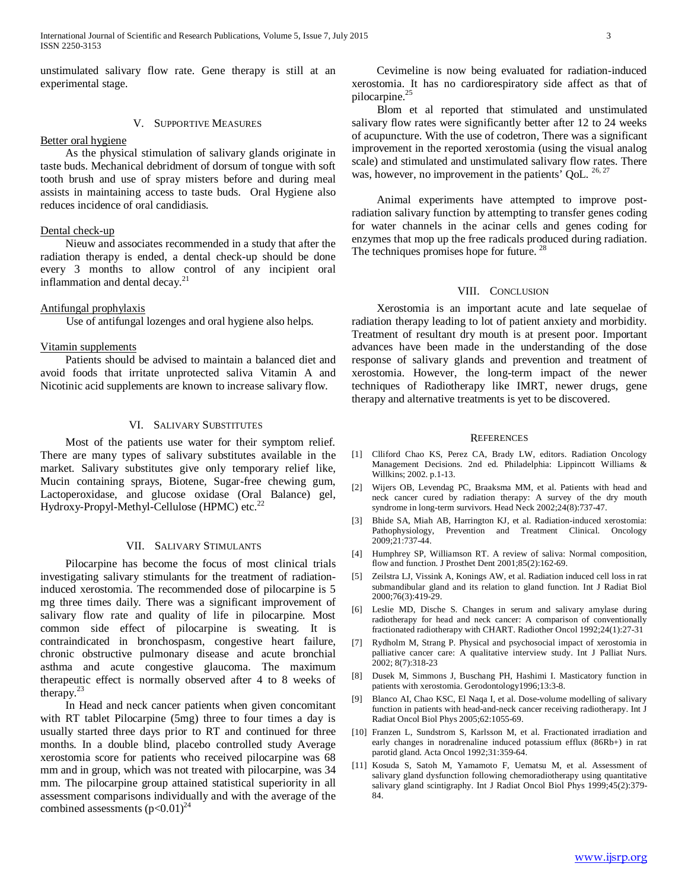unstimulated salivary flow rate. Gene therapy is still at an experimental stage.

## V. Supportive Measures

Better oral hygiene

As the physical stimulation of salivary glands originate in taste buds. Mechanical debridment of dorsum of tongue with soft tooth brush and use of spray misters before and during meal assists in maintaining access to taste buds. Oral Hygiene also reduces incidence of oral candidiasis.

Dental check-up

Nieuw and associates recommended in a study that after the radiation therapy is ended, a dental check-up should be done every 3 months to allow control of any incipient oral inflammation and dental decay.[21]

Antifungal prophylaxis

Use of antifungal lozenges and oral hygiene also helps.

Vitamin supplements

Patients should be advised to maintain a balanced diet and avoid foods that irritate unprotected saliva Vitamin A and Nicotinic acid supplements are known to increase salivary flow.

## VI. Salivary Substitutes

Most of the patients use water for their symptom relief. There are many types of salivary substitutes available in the market. Salivary substitutes give only temporary relief like, Mucin containing sprays, Biotene, Sugar-free chewing gum, Lactoperoxidase, and glucose oxidase (Oral Balance) gel, Hydroxy-Propyl-Methyl-Cellulose (HPMC) etc.[22]

## VII. Salivary Stimulants

Pilocarpine has become the focus of most clinical trials investigating salivary stimulants for the treatment of radiation-induced xerostomia. The recommended dose of pilocarpine is 5 mg three times daily. There was a significant improvement of salivary flow rate and quality of life in pilocarpine. Most common side effect of pilocarpine is sweating. It is contraindicated in bronchospasm, congestive heart failure, chronic obstructive pulmonary disease and acute bronchial asthma and acute congestive glaucoma. The maximum therapeutic effect is normally observed after 4 to 8 weeks of therapy.[23]

In Head and neck cancer patients when given concomitant with RT tablet Pilocarpine (5mg) three to four times a day is usually started three days prior to RT and continued for three months. In a double blind, placebo controlled study Average xerostomia score for patients who received pilocarpine was 68 mm and in group, which was not treated with pilocarpine, was 34 mm. The pilocarpine group attained statistical superiority in all assessment comparisons individually and with the average of the combined assessments ($p<0.01$)[24]

Cevimeline is now being evaluated for radiation-induced xerostomia. It has no cardiorespiratory side affect as that of pilocarpine.[25]

Blom et al reported that stimulated and unstimulated salivary flow rates were significantly better after 12 to 24 weeks of acupuncture. With the use of codetron, There was a significant improvement in the reported xerostomia (using the visual analog scale) and stimulated and unstimulated salivary flow rates. There was, however, no improvement in the patients' QoL. [26, 27]

Animal experiments have attempted to improve post-radiation salivary function by attempting to transfer genes coding for water channels in the acinar cells and genes coding for enzymes that mop up the free radicals produced during radiation. The techniques promises hope for future. [28]

## VIII. Conclusion

Xerostomia is an important acute and late sequelae of radiation therapy leading to lot of patient anxiety and morbidity. Treatment of resultant dry mouth is at present poor. Important advances have been made in the understanding of the dose response of salivary glands and prevention and treatment of xerostomia. However, the long-term impact of the newer techniques of Radiotherapy like IMRT, newer drugs, gene therapy and alternative treatments is yet to be discovered.

## References

[1] Clliford Chao KS, Perez CA, Brady LW, editors. Radiation Oncology Management Decisions. 2nd ed. Philadelphia: Lippincott Williams & Willkins; 2002. p.1-13.

[2] Wijers OB, Levendag PC, Braaksma MM, et al. Patients with head and neck cancer cured by radiation therapy: A survey of the dry mouth syndrome in long-term survivors. Head Neck 2002;24(8):737-47.

[3] Bhide SA, Miah AB, Harrington KJ, et al. Radiation-induced xerostomia: Pathophysiology, Prevention and Treatment Clinical. Oncology 2009;21:737-44.

[4] Humphrey SP, Williamson RT. A review of saliva: Normal composition, flow and function. J Prosthet Dent 2001;85(2):162-69.

[5] Zeilstra LJ, Vissink A, Konings AW, et al. Radiation induced cell loss in rat submandibular gland and its relation to gland function. Int J Radiat Biol 2000;76(3):419-29.

[6] Leslie MD, Dische S. Changes in serum and salivary amylase during radiotherapy for head and neck cancer: A comparison of conventionally fractionated radiotherapy with CHART. Radiother Oncol 1992;24(1):27-31

[7] Rydholm M, Strang P. Physical and psychosocial impact of xerostomia in palliative cancer care: A qualitative interview study. Int J Palliat Nurs. 2002; 8(7):318-23

[8] Dusek M, Simmons J, Buschang PH, Hashimi I. Masticatory function in patients with xerostomia. Gerodontology1996;13:3-8.

[9] Blanco AI, Chao KSC, El Naqa I, et al. Dose-volume modelling of salivary function in patients with head-and-neck cancer receiving radiotherapy. Int J Radiat Oncol Biol Phys 2005;62:1055-69.

[10] Franzen L, Sundstrom S, Karlsson M, et al. Fractionated irradiation and early changes in noradrenaline induced potassium efflux (86Rb+) in rat parotid gland. Acta Oncol 1992;31:359-64.

[11] Kosuda S, Satoh M, Yamamoto F, Uematsu M, et al. Assessment of salivary gland dysfunction following chemoradiotherapy using quantitative salivary gland scintigraphy. Int J Radiat Oncol Biol Phys 1999;45(2):379-84.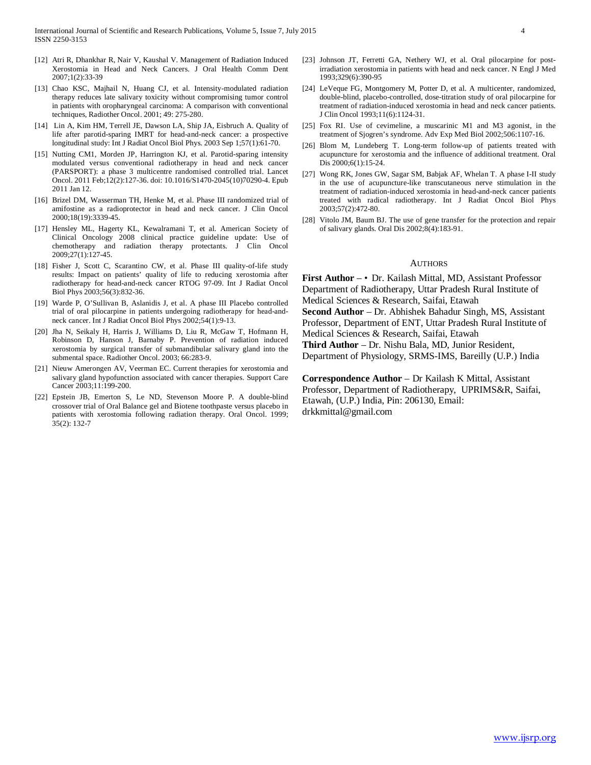[12] Atri R, Dhankhar R, Nair V, Kaushal V. Management of Radiation Induced Xerostomia in Head and Neck Cancers. J Oral Health Comm Dent 2007;1(2):33-39

[13] Chao KSC, Majhail N, Huang CJ, et al. Intensity-modulated radiation therapy reduces late salivary toxicity without compromising tumor control in patients with oropharyngeal carcinoma: A comparison with conventional techniques, Radiother Oncol. 2001; 49: 275-280.

[14] Lin A, Kim HM, Terrell JE, Dawson LA, Ship JA, Eisbruch A. Quality of life after parotid-sparing IMRT for head-and-neck cancer: a prospective longitudinal study: Int J Radiat Oncol Biol Phys. 2003 Sep 1;57(1):61-70.

[15] Nutting CM1, Morden JP, Harrington KJ, et al. Parotid-sparing intensity modulated versus conventional radiotherapy in head and neck cancer (PARSPORT): a phase 3 multicentre randomised controlled trial. Lancet Oncol. 2011 Feb;12(2):127-36. doi: 10.1016/S1470-2045(10)70290-4. Epub 2011 Jan 12.

[16] Brizel DM, Wasserman TH, Henke M, et al. Phase III randomized trial of amifostine as a radioprotector in head and neck cancer. J Clin Oncol 2000;18(19):3339-45.

[17] Hensley ML, Hagerty KL, Kewalramani T, et al. American Society of Clinical Oncology 2008 clinical practice guideline update: Use of chemotherapy and radiation therapy protectants. J Clin Oncol 2009;27(1):127-45.

[18] Fisher J, Scott C, Scarantino CW, et al. Phase III quality-of-life study results: Impact on patients' quality of life to reducing xerostomia after radiotherapy for head-and-neck cancer RTOG 97-09. Int J Radiat Oncol Biol Phys 2003;56(3):832-36.

[19] Warde P, O'Sullivan B, Aslanidis J, et al. A phase III Placebo controlled trial of oral pilocarpine in patients undergoing radiotherapy for head-and-neck cancer. Int J Radiat Oncol Biol Phys 2002;54(1):9-13.

[20] Jha N, Seikaly H, Harris J, Williams D, Liu R, McGaw T, Hofmann H, Robinson D, Hanson J, Barnaby P. Prevention of radiation induced xerostomia by surgical transfer of submandibular salivary gland into the submental space. Radiother Oncol. 2003; 66:283-9.

[21] Nieuw Amerongen AV, Veerman EC. Current therapies for xerostomia and salivary gland hypofunction associated with cancer therapies. Support Care Cancer 2003;11:199-200.

[22] Epstein JB, Emerton S, Le ND, Stevenson Moore P. A double-blind crossover trial of Oral Balance gel and Biotene toothpaste versus placebo in patients with xerostomia following radiation therapy. Oral Oncol. 1999; 35(2): 132-7

[23] Johnson JT, Ferretti GA, Nethery WJ, et al. Oral pilocarpine for post-irradiation xerostomia in patients with head and neck cancer. N Engl J Med 1993;329(6):390-95

[24] LeVeque FG, Montgomery M, Potter D, et al. A multicenter, randomized, double-blind, placebo-controlled, dose-titration study of oral pilocarpine for treatment of radiation-induced xerostomia in head and neck cancer patients. J Clin Oncol 1993;11(6):1124-31.

[25] Fox RI. Use of cevimeline, a muscarinic M1 and M3 agonist, in the treatment of Sjogren's syndrome. Adv Exp Med Biol 2002;506:1107-16.

[26] Blom M, Lundeberg T. Long-term follow-up of patients treated with acupuncture for xerostomia and the influence of additional treatment. Oral Dis 2000;6(1):15-24.

[27] Wong RK, Jones GW, Sagar SM, Babjak AF, Whelan T. A phase I-II study in the use of acupuncture-like transcutaneous nerve stimulation in the treatment of radiation-induced xerostomia in head-and-neck cancer patients treated with radical radiotherapy. Int J Radiat Oncol Biol Phys 2003;57(2):472-80.

[28] Vitolo JM, Baum BJ. The use of gene transfer for the protection and repair of salivary glands. Oral Dis 2002;8(4):183-91.

## AUTHORS

**First Author** – • Dr. Kailash Mittal, MD, Assistant Professor Department of Radiotherapy, Uttar Pradesh Rural Institute of Medical Sciences & Research, Saifai, Etawah

**Second Author** – Dr. Abhishek Bahadur Singh, MS, Assistant Professor, Department of ENT, Uttar Pradesh Rural Institute of Medical Sciences & Research, Saifai, Etawah

**Third Author** – Dr. Nishu Bala, MD, Junior Resident, Department of Physiology, SRMS-IMS, Bareilly (U.P.) India

**Correspondence Author** – Dr Kailash K Mittal, Assistant Professor, Department of Radiotherapy, UPRIMS&R, Saifai, Etawah, (U.P.) India, Pin: 206130, Email: drkkmittal@gmail.com